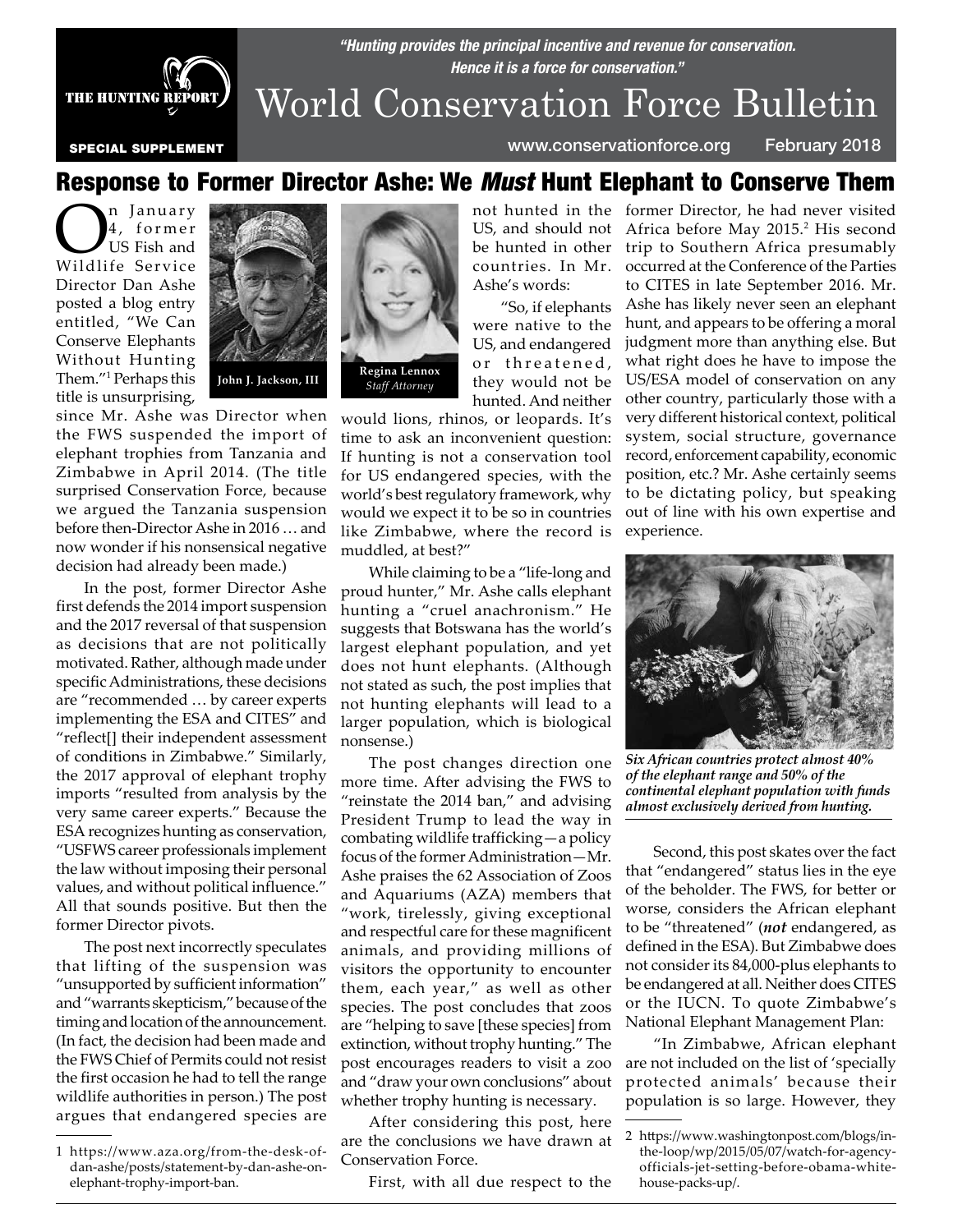THE HUNTING REPORT

SPECIAL SUPPLEMENT

*"Hunting provides the principal incentive and revenue for conservation. Hence it is a force for conservation."*

# World Conservation Force Bulletin

www.conservationforce.org February 2018

## Response to Former Director Ashe: We *Must* Hunt Elephant to Conserve Them

John J. Jackson, III

Regina Lennox
*Staff Attorney*

On January 4, former US Fish and Wildlife Service Director Dan Ashe posted a blog entry entitled, "We Can Conserve Elephants Without Hunting Them."[1] Perhaps this title is unsurprising, since Mr. Ashe was Director when the FWS suspended the import of elephant trophies from Tanzania and Zimbabwe in April 2014. (The title surprised Conservation Force, because we argued the Tanzania suspension before then-Director Ashe in 2016 … and now wonder if his nonsensical negative decision had already been made.)

In the post, former Director Ashe first defends the 2014 import suspension and the 2017 reversal of that suspension as decisions that are not politically motivated. Rather, although made under specific Administrations, these decisions are "recommended … by career experts implementing the ESA and CITES" and "reflect[] their independent assessment of conditions in Zimbabwe." Similarly, the 2017 approval of elephant trophy imports "resulted from analysis by the very same career experts." Because the ESA recognizes hunting as conservation, "USFWS career professionals implement the law without imposing their personal values, and without political influence." All that sounds positive. But then the former Director pivots.

The post next incorrectly speculates that lifting of the suspension was "unsupported by sufficient information" and "warrants skepticism," because of the timing and location of the announcement. (In fact, the decision had been made and the FWS Chief of Permits could not resist the first occasion he had to tell the range wildlife authorities in person.) The post argues that endangered species are not hunted in the US, and should not be hunted in other countries. In Mr. Ashe's words:

"So, if elephants were native to the US, and endangered or threatened, they would not be hunted. And neither would lions, rhinos, or leopards. It's time to ask an inconvenient question: If hunting is not a conservation tool for US endangered species, with the world's best regulatory framework, why would we expect it to be so in countries like Zimbabwe, where the record is muddled, at best?"

While claiming to be a "life-long and proud hunter," Mr. Ashe calls elephant hunting a "cruel anachronism." He suggests that Botswana has the world's largest elephant population, and yet does not hunt elephants. (Although not stated as such, the post implies that not hunting elephants will lead to a larger population, which is biological nonsense.)

The post changes direction one more time. After advising the FWS to "reinstate the 2014 ban," and advising President Trump to lead the way in combating wildlife trafficking—a policy focus of the former Administration—Mr. Ashe praises the 62 Association of Zoos and Aquariums (AZA) members that "work, tirelessly, giving exceptional and respectful care for these magnificent animals, and providing millions of visitors the opportunity to encounter them, each year," as well as other species. The post concludes that zoos are "helping to save [these species] from extinction, without trophy hunting." The post encourages readers to visit a zoo and "draw your own conclusions" about whether trophy hunting is necessary.

After considering this post, here are the conclusions we have drawn at Conservation Force.

First, with all due respect to the former Director, he had never visited Africa before May 2015.[2] His second trip to Southern Africa presumably occurred at the Conference of the Parties to CITES in late September 2016. Mr. Ashe has likely never seen an elephant hunt, and appears to be offering a moral judgment more than anything else. But what right does he have to impose the US/ESA model of conservation on any other country, particularly those with a very different historical context, political system, social structure, governance record, enforcement capability, economic position, etc.? Mr. Ashe certainly seems to be dictating policy, but speaking out of line with his own expertise and experience.

***Six African countries protect almost 40% of the elephant range and 50% of the continental elephant population with funds almost exclusively derived from hunting.***

Second, this post skates over the fact that "endangered" status lies in the eye of the beholder. The FWS, for better or worse, considers the African elephant to be "threatened" (***not*** endangered, as defined in the ESA). But Zimbabwe does not consider its 84,000-plus elephants to be endangered at all. Neither does CITES or the IUCN. To quote Zimbabwe's National Elephant Management Plan:

"In Zimbabwe, African elephant are not included on the list of 'specially protected animals' because their population is so large. However, they

---

1 https://www.aza.org/from-the-desk-of-dan-ashe/posts/statement-by-dan-ashe-on-elephant-trophy-import-ban.

2 https://www.washingtonpost.com/blogs/in-the-loop/wp/2015/05/07/watch-for-agency-officials-jet-setting-before-obama-white-house-packs-up/.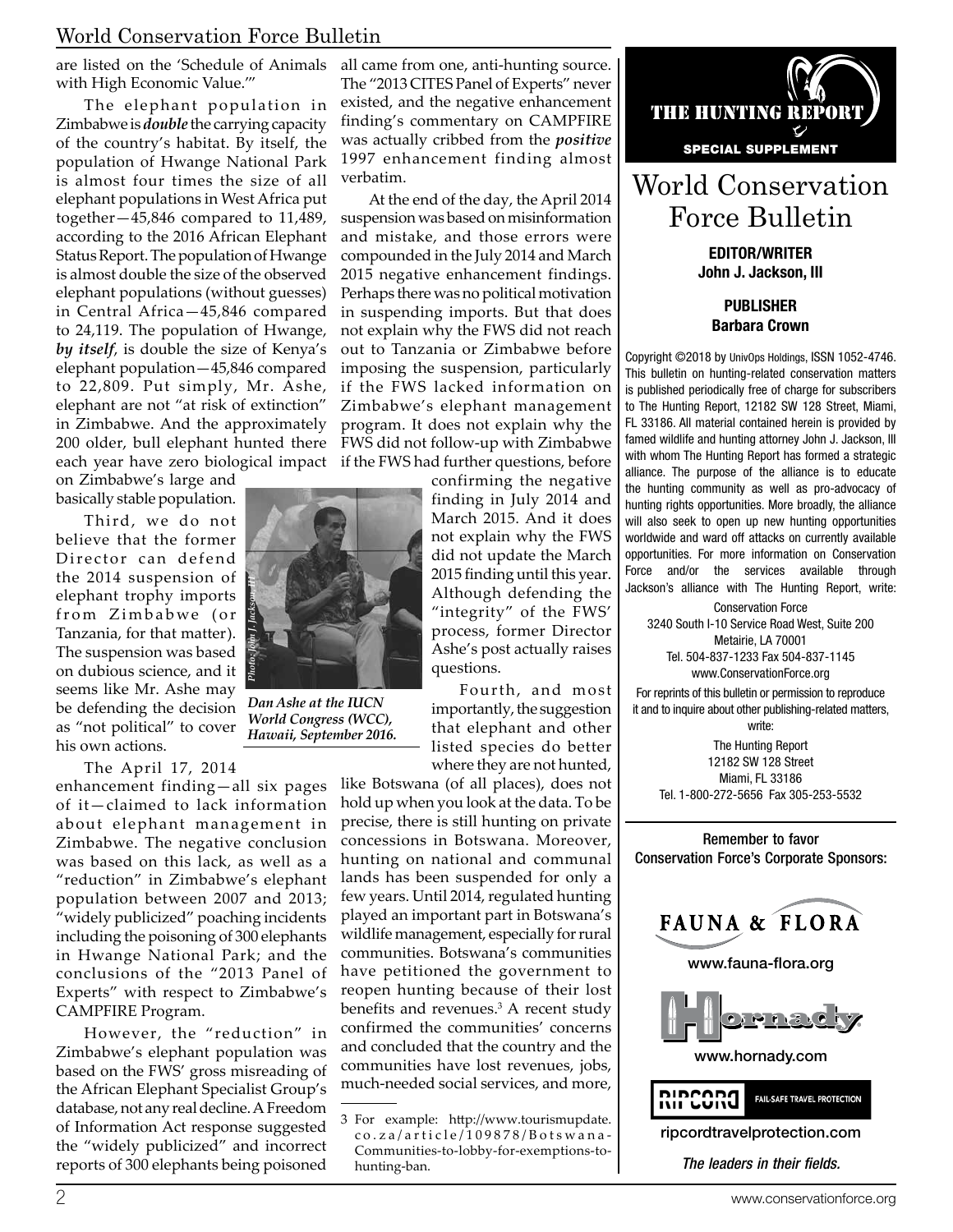are listed on the 'Schedule of Animals with High Economic Value.'"

The elephant population in Zimbabwe is ***double*** the carrying capacity of the country's habitat. By itself, the population of Hwange National Park is almost four times the size of all elephant populations in West Africa put together—45,846 compared to 11,489, according to the 2016 African Elephant Status Report. The population of Hwange is almost double the size of the observed elephant populations (without guesses) in Central Africa—45,846 compared to 24,119. The population of Hwange, ***by itself***, is double the size of Kenya's elephant population—45,846 compared to 22,809. Put simply, Mr. Ashe, elephant are not "at risk of extinction" in Zimbabwe. And the approximately 200 older, bull elephant hunted there each year have zero biological impact on Zimbabwe's large and basically stable population.

Third, we do not believe that the former Director can defend the 2014 suspension of elephant trophy imports from Zimbabwe (or Tanzania, for that matter). The suspension was based on dubious science, and it seems like Mr. Ashe may be defending the decision as "not political" to cover his own actions.

*Photo: John J. Jackson, III*

***Dan Ashe at the IUCN World Congress (WCC), Hawaii, September 2016.***

The April 17, 2014 enhancement finding—all six pages of it—claimed to lack information about elephant management in Zimbabwe. The negative conclusion was based on this lack, as well as a "reduction" in Zimbabwe's elephant population between 2007 and 2013; "widely publicized" poaching incidents including the poisoning of 300 elephants in Hwange National Park; and the conclusions of the "2013 Panel of Experts" with respect to Zimbabwe's CAMPFIRE Program.

However, the "reduction" in Zimbabwe's elephant population was based on the FWS' gross misreading of the African Elephant Specialist Group's database, not any real decline. A Freedom of Information Act response suggested the "widely publicized" and incorrect reports of 300 elephants being poisoned all came from one, anti-hunting source. The "2013 CITES Panel of Experts" never existed, and the negative enhancement finding's commentary on CAMPFIRE was actually cribbed from the ***positive*** 1997 enhancement finding almost verbatim.

At the end of the day, the April 2014 suspension was based on misinformation and mistake, and those errors were compounded in the July 2014 and March 2015 negative enhancement findings. Perhaps there was no political motivation in suspending imports. But that does not explain why the FWS did not reach out to Tanzania or Zimbabwe before imposing the suspension, particularly if the FWS lacked information on Zimbabwe's elephant management program. It does not explain why the FWS did not follow-up with Zimbabwe if the FWS had further questions, before confirming the negative finding in July 2014 and March 2015. And it does not explain why the FWS did not update the March 2015 finding until this year. Although defending the "integrity" of the FWS' process, former Director Ashe's post actually raises questions.

Fourth, and most importantly, the suggestion that elephant and other listed species do better where they are not hunted, like Botswana (of all places), does not hold up when you look at the data. To be precise, there is still hunting on private concessions in Botswana. Moreover, hunting on national and communal lands has been suspended for only a few years. Until 2014, regulated hunting played an important part in Botswana's wildlife management, especially for rural communities. Botswana's communities have petitioned the government to reopen hunting because of their lost benefits and revenues.[3] A recent study confirmed the communities' concerns and concluded that the country and the communities have lost revenues, jobs, much-needed social services, and more,

3 For example: http://www.tourismupdate.co.za/article/109878/Botswana-Communities-to-lobby-for-exemptions-to-hunting-ban.

---

THE HUNTING REPORT

SPECIAL SUPPLEMENT

# World Conservation Force Bulletin

**EDITOR/WRITER**
**John J. Jackson, III**

**PUBLISHER**
**Barbara Crown**

Copyright ©2018 by UnivOps Holdings, ISSN 1052-4746. This bulletin on hunting-related conservation matters is published periodically free of charge for subscribers to The Hunting Report, 12182 SW 128 Street, Miami, FL 33186. All material contained herein is provided by famed wildlife and hunting attorney John J. Jackson, III with whom The Hunting Report has formed a strategic alliance. The purpose of the alliance is to educate the hunting community as well as pro-advocacy of hunting rights opportunities. More broadly, the alliance will also seek to open up new hunting opportunities worldwide and ward off attacks on currently available opportunities. For more information on Conservation Force and/or the services available through Jackson's alliance with The Hunting Report, write:

Conservation Force
3240 South I-10 Service Road West, Suite 200
Metairie, LA 70001
Tel. 504-837-1233 Fax 504-837-1145
www.ConservationForce.org

For reprints of this bulletin or permission to reproduce it and to inquire about other publishing-related matters, write:

The Hunting Report
12182 SW 128 Street
Miami, FL 33186
Tel. 1-800-272-5656 Fax 305-253-5532

Remember to favor Conservation Force's Corporate Sponsors:

FAUNA & FLORA
www.fauna-flora.org

Hornady
www.hornady.com

RIPCORD FAIL-SAFE TRAVEL PROTECTION
ripcordtravelprotection.com

*The leaders in their fields.*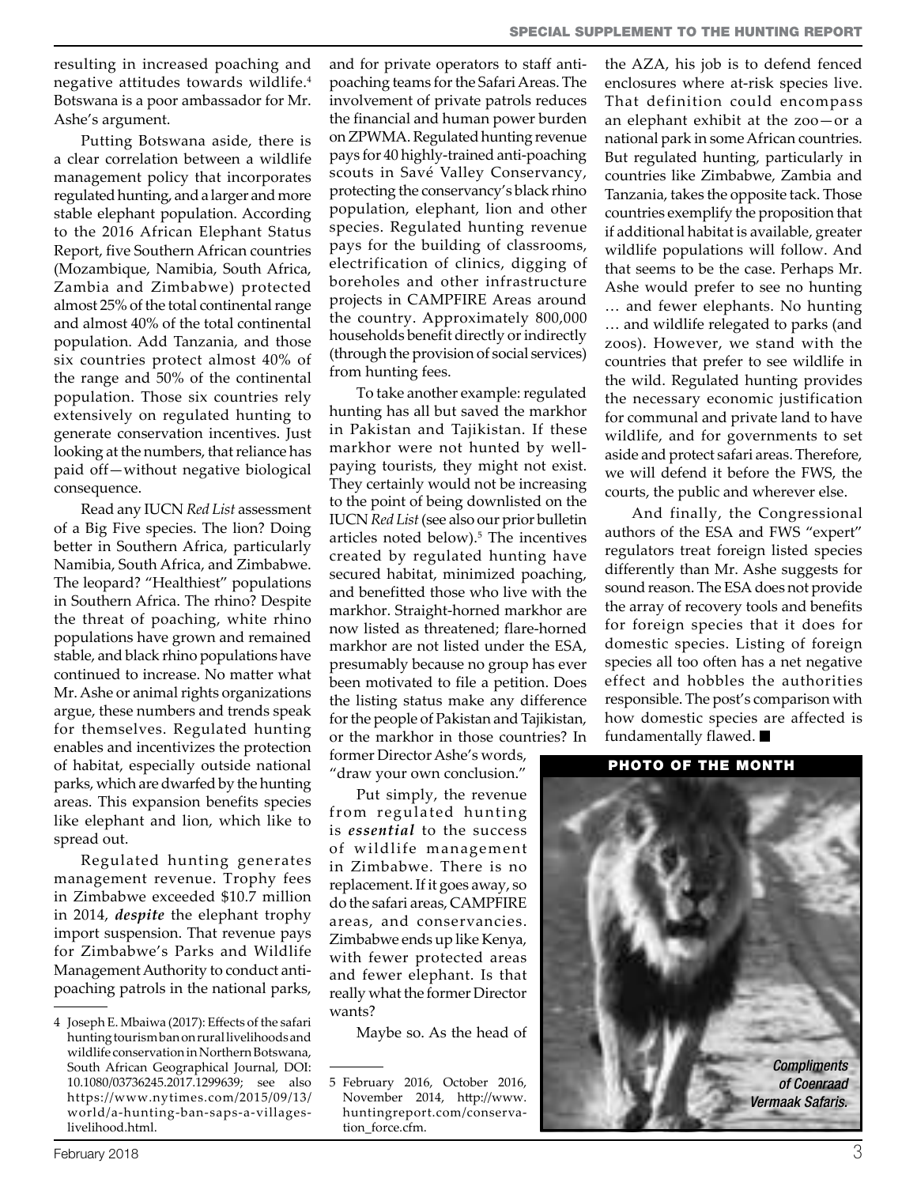resulting in increased poaching and negative attitudes towards wildlife.[4] Botswana is a poor ambassador for Mr. Ashe's argument.

Putting Botswana aside, there is a clear correlation between a wildlife management policy that incorporates regulated hunting, and a larger and more stable elephant population. According to the 2016 African Elephant Status Report, five Southern African countries (Mozambique, Namibia, South Africa, Zambia and Zimbabwe) protected almost 25% of the total continental range and almost 40% of the total continental population. Add Tanzania, and those six countries protect almost 40% of the range and 50% of the continental population. Those six countries rely extensively on regulated hunting to generate conservation incentives. Just looking at the numbers, that reliance has paid off—without negative biological consequence.

Read any IUCN *Red List* assessment of a Big Five species. The lion? Doing better in Southern Africa, particularly Namibia, South Africa, and Zimbabwe. The leopard? "Healthiest" populations in Southern Africa. The rhino? Despite the threat of poaching, white rhino populations have grown and remained stable, and black rhino populations have continued to increase. No matter what Mr. Ashe or animal rights organizations argue, these numbers and trends speak for themselves. Regulated hunting enables and incentivizes the protection of habitat, especially outside national parks, which are dwarfed by the hunting areas. This expansion benefits species like elephant and lion, which like to spread out.

Regulated hunting generates management revenue. Trophy fees in Zimbabwe exceeded $10.7 million in 2014, ***despite*** the elephant trophy import suspension. That revenue pays for Zimbabwe's Parks and Wildlife Management Authority to conduct anti-poaching patrols in the national parks, and for private operators to staff anti-poaching teams for the Safari Areas. The involvement of private patrols reduces the financial and human power burden on ZPWMA. Regulated hunting revenue pays for 40 highly-trained anti-poaching scouts in Savé Valley Conservancy, protecting the conservancy's black rhino population, elephant, lion and other species. Regulated hunting revenue pays for the building of classrooms, electrification of clinics, digging of boreholes and other infrastructure projects in CAMPFIRE Areas around the country. Approximately 800,000 households benefit directly or indirectly (through the provision of social services) from hunting fees.

To take another example: regulated hunting has all but saved the markhor in Pakistan and Tajikistan. If these markhor were not hunted by well-paying tourists, they might not exist. They certainly would not be increasing to the point of being downlisted on the IUCN *Red List* (see also our prior bulletin articles noted below).[5] The incentives created by regulated hunting have secured habitat, minimized poaching, and benefitted those who live with the markhor. Straight-horned markhor are now listed as threatened; flare-horned markhor are not listed under the ESA, presumably because no group has ever been motivated to file a petition. Does the listing status make any difference for the people of Pakistan and Tajikistan, or the markhor in those countries? In former Director Ashe's words, "draw your own conclusion."

Put simply, the revenue from regulated hunting is ***essential*** to the success of wildlife management in Zimbabwe. There is no replacement. If it goes away, so do the safari areas, CAMPFIRE areas, and conservancies. Zimbabwe ends up like Kenya, with fewer protected areas and fewer elephant. Is that really what the former Director wants?

Maybe so. As the head of the AZA, his job is to defend fenced enclosures where at-risk species live. That definition could encompass an elephant exhibit at the zoo—or a national park in some African countries. But regulated hunting, particularly in countries like Zimbabwe, Zambia and Tanzania, takes the opposite tack. Those countries exemplify the proposition that if additional habitat is available, greater wildlife populations will follow. And that seems to be the case. Perhaps Mr. Ashe would prefer to see no hunting … and fewer elephants. No hunting … and wildlife relegated to parks (and zoos). However, we stand with the countries that prefer to see wildlife in the wild. Regulated hunting provides the necessary economic justification for communal and private land to have wildlife, and for governments to set aside and protect safari areas. Therefore, we will defend it before the FWS, the courts, the public and wherever else.

And finally, the Congressional authors of the ESA and FWS "expert" regulators treat foreign listed species differently than Mr. Ashe suggests for sound reason. The ESA does not provide the array of recovery tools and benefits for foreign species that it does for domestic species. Listing of foreign species all too often has a net negative effect and hobbles the authorities responsible. The post's comparison with how domestic species are affected is fundamentally flawed. ■

**PHOTO OF THE MONTH**

*Compliments of Coenraad Vermaak Safaris.*

---

[4] Joseph E. Mbaiwa (2017): Effects of the safari hunting tourism ban on rural livelihoods and wildlife conservation in Northern Botswana, South African Geographical Journal, DOI: 10.1080/03736245.2017.1299639; see also https://www.nytimes.com/2015/09/13/world/a-hunting-ban-saps-a-villages-livelihood.html.

[5] February 2016, October 2016, November 2014, http://www.huntingreport.com/conservation_force.cfm.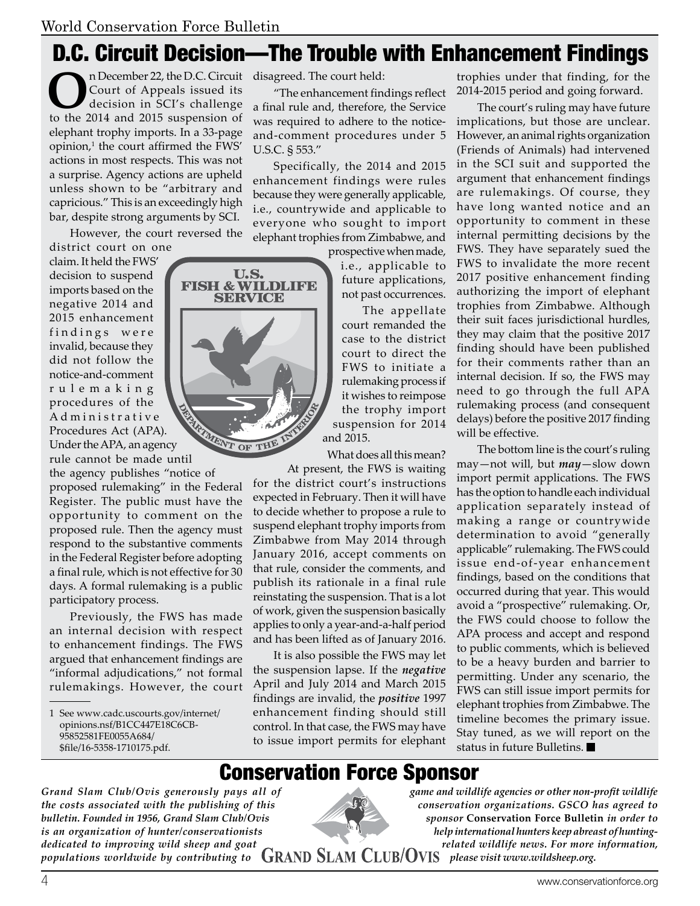# D.C. Circuit Decision—The Trouble with Enhancement Findings

On December 22, the D.C. Circuit Court of Appeals issued its decision in SCI's challenge to the 2014 and 2015 suspension of elephant trophy imports. In a 33-page opinion,[1] the court affirmed the FWS' actions in most respects. This was not a surprise. Agency actions are upheld unless shown to be "arbitrary and capricious." This is an exceedingly high bar, despite strong arguments by SCI.

However, the court reversed the district court on one claim. It held the FWS' decision to suspend imports based on the negative 2014 and 2015 enhancement findings were invalid, because they did not follow the notice-and-comment rulemaking procedures of the Administrative Procedures Act (APA). Under the APA, an agency rule cannot be made until the agency publishes "notice of proposed rulemaking" in the Federal Register. The public must have the opportunity to comment on the proposed rule. Then the agency must respond to the substantive comments in the Federal Register before adopting a final rule, which is not effective for 30 days. A formal rulemaking is a public participatory process.

Previously, the FWS has made an internal decision with respect to enhancement findings. The FWS argued that enhancement findings are "informal adjudications," not formal rulemakings. However, the court disagreed. The court held:

"The enhancement findings reflect a final rule and, therefore, the Service was required to adhere to the notice-and-comment procedures under 5 U.S.C. § 553."

Specifically, the 2014 and 2015 enhancement findings were rules because they were generally applicable, i.e., countrywide and applicable to everyone who sought to import elephant trophies from Zimbabwe, and prospective when made, i.e., applicable to future applications, not past occurrences.

The appellate court remanded the case to the district court to direct the FWS to initiate a rulemaking process if it wishes to reimpose the trophy import suspension for 2014 and 2015.

What does all this mean?

At present, the FWS is waiting for the district court's instructions expected in February. Then it will have to decide whether to propose a rule to suspend elephant trophy imports from Zimbabwe from May 2014 through January 2016, accept comments on that rule, consider the comments, and publish its rationale in a final rule reinstating the suspension. That is a lot of work, given the suspension basically applies to only a year-and-a-half period and has been lifted as of January 2016.

It is also possible the FWS may let the suspension lapse. If the ***negative*** April and July 2014 and March 2015 findings are invalid, the ***positive*** 1997 enhancement finding should still control. In that case, the FWS may have to issue import permits for elephant trophies under that finding, for the 2014-2015 period and going forward.

The court's ruling may have future implications, but those are unclear. However, an animal rights organization (Friends of Animals) had intervened in the SCI suit and supported the argument that enhancement findings are rulemakings. Of course, they have long wanted notice and an opportunity to comment in these internal permitting decisions by the FWS. They have separately sued the FWS to invalidate the more recent 2017 positive enhancement finding authorizing the import of elephant trophies from Zimbabwe. Although their suit faces jurisdictional hurdles, they may claim that the positive 2017 finding should have been published for their comments rather than an internal decision. If so, the FWS may need to go through the full APA rulemaking process (and consequent delays) before the positive 2017 finding will be effective.

The bottom line is the court's ruling may—not will, but ***may***—slow down import permit applications. The FWS has the option to handle each individual application separately instead of making a range or countrywide determination to avoid "generally applicable" rulemaking. The FWS could issue end-of-year enhancement findings, based on the conditions that occurred during that year. This would avoid a "prospective" rulemaking. Or, the FWS could choose to follow the APA process and accept and respond to public comments, which is believed to be a heavy burden and barrier to permitting. Under any scenario, the FWS can still issue import permits for elephant trophies from Zimbabwe. The timeline becomes the primary issue. Stay tuned, as we will report on the status in future Bulletins. ■

1 See www.cadc.uscourts.gov/internet/opinions.nsf/B1CC447E18C6CB95852581FE0055A684/$file/16-5358-1710175.pdf.

## Conservation Force Sponsor

*Grand Slam Club/Ovis generously pays all of the costs associated with the publishing of this bulletin. Founded in 1956, Grand Slam Club/Ovis is an organization of hunter/conservationists dedicated to improving wild sheep and goat populations worldwide by contributing to game and wildlife agencies or other non-profit wildlife conservation organizations. GSCO has agreed to sponsor* **Conservation Force Bulletin** *in order to help international hunters keep abreast of hunting-related wildlife news. For more information, please visit www.wildsheep.org.*

GRAND SLAM CLUB/OVIS